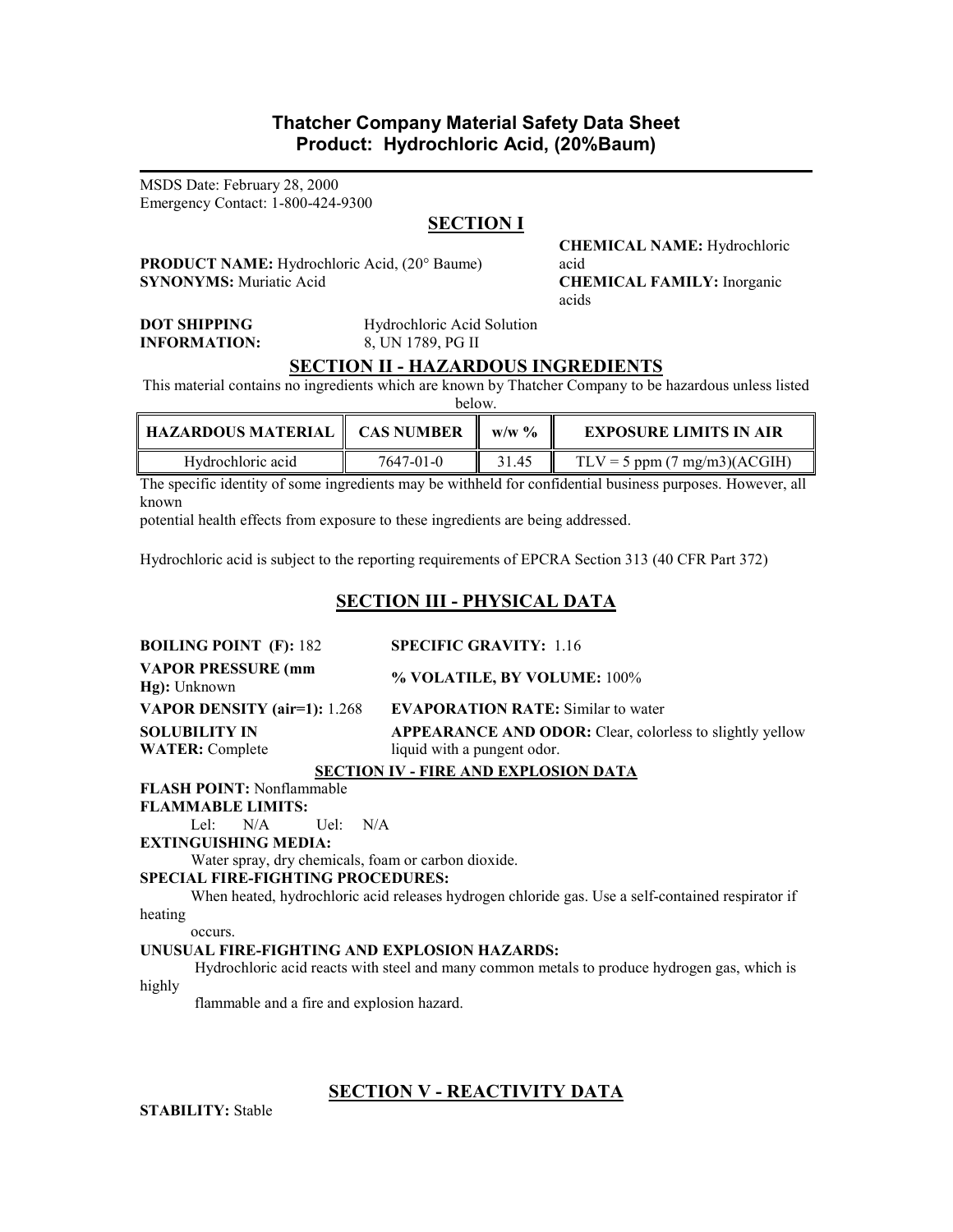# Thatcher Company Material Safety Data Sheet
## Product: Hydrochloric Acid, (20%Baum)

MSDS Date: February 28, 2000
Emergency Contact: 1-800-424-9300

## SECTION I

**PRODUCT NAME:** Hydrochloric Acid, (20° Baume)
**SYNONYMS:** Muriatic Acid

**CHEMICAL NAME:** Hydrochloric acid
**CHEMICAL FAMILY:** Inorganic acids

**DOT SHIPPING INFORMATION:** Hydrochloric Acid Solution 8, UN 1789, PG II

## SECTION II - HAZARDOUS INGREDIENTS

This material contains no ingredients which are known by Thatcher Company to be hazardous unless listed below.

| HAZARDOUS MATERIAL | CAS NUMBER | w/w % | EXPOSURE LIMITS IN AIR |
|---|---|---|---|
| Hydrochloric acid | 7647-01-0 | 31.45 | TLV = 5 ppm (7 mg/m3)(ACGIH) |

The specific identity of some ingredients may be withheld for confidential business purposes. However, all known
potential health effects from exposure to these ingredients are being addressed.

Hydrochloric acid is subject to the reporting requirements of EPCRA Section 313 (40 CFR Part 372)

## SECTION III - PHYSICAL DATA

**BOILING POINT (F):** 182

**SPECIFIC GRAVITY:** 1.16

**VAPOR PRESSURE (mm Hg):** Unknown

**% VOLATILE, BY VOLUME:** 100%

**VAPOR DENSITY (air=1):** 1.268

**EVAPORATION RATE:** Similar to water

**SOLUBILITY IN WATER:** Complete

**APPEARANCE AND ODOR:** Clear, colorless to slightly yellow liquid with a pungent odor.

## SECTION IV - FIRE AND EXPLOSION DATA

**FLASH POINT:** Nonflammable

**FLAMMABLE LIMITS:**
Lel: N/A Uel: N/A

**EXTINGUISHING MEDIA:**
Water spray, dry chemicals, foam or carbon dioxide.

**SPECIAL FIRE-FIGHTING PROCEDURES:**
When heated, hydrochloric acid releases hydrogen chloride gas. Use a self-contained respirator if heating
occurs.

**UNUSUAL FIRE-FIGHTING AND EXPLOSION HAZARDS:**
Hydrochloric acid reacts with steel and many common metals to produce hydrogen gas, which is highly
flammable and a fire and explosion hazard.

## SECTION V - REACTIVITY DATA

**STABILITY:** Stable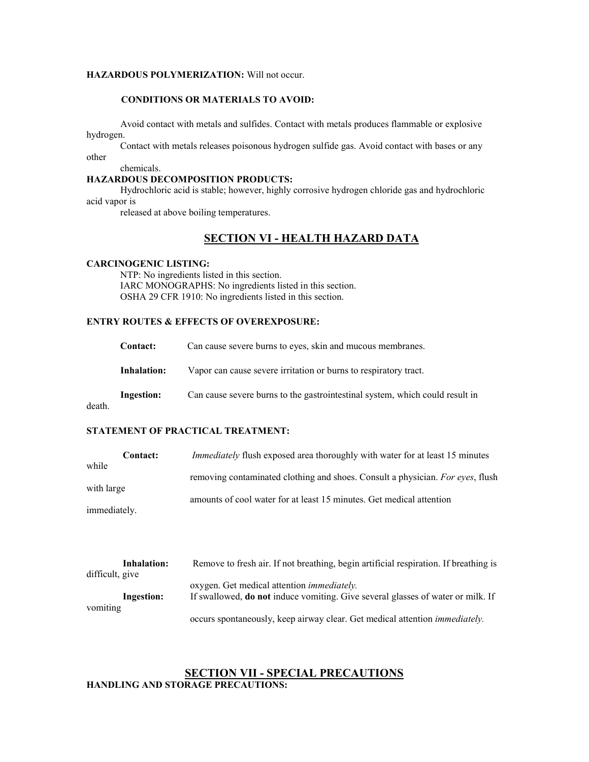**HAZARDOUS POLYMERIZATION:** Will not occur.

**CONDITIONS OR MATERIALS TO AVOID:**

Avoid contact with metals and sulfides. Contact with metals produces flammable or explosive hydrogen.

Contact with metals releases poisonous hydrogen sulfide gas. Avoid contact with bases or any other chemicals.

**HAZARDOUS DECOMPOSITION PRODUCTS:**

Hydrochloric acid is stable; however, highly corrosive hydrogen chloride gas and hydrochloric acid vapor is released at above boiling temperatures.

## SECTION VI - HEALTH HAZARD DATA

**CARCINOGENIC LISTING:**

NTP: No ingredients listed in this section.
IARC MONOGRAPHS: No ingredients listed in this section.
OSHA 29 CFR 1910: No ingredients listed in this section.

**ENTRY ROUTES & EFFECTS OF OVEREXPOSURE:**

**Contact:** Can cause severe burns to eyes, skin and mucous membranes.

**Inhalation:** Vapor can cause severe irritation or burns to respiratory tract.

**Ingestion:** Can cause severe burns to the gastrointestinal system, which could result in death.

**STATEMENT OF PRACTICAL TREATMENT:**

**Contact:** *Immediately* flush exposed area thoroughly with water for at least 15 minutes while removing contaminated clothing and shoes. Consult a physician. *For eyes*, flush with large amounts of cool water for at least 15 minutes. Get medical attention immediately.

**Inhalation:** Remove to fresh air. If not breathing, begin artificial respiration. If breathing is difficult, give oxygen. Get medical attention *immediately.*

**Ingestion:** If swallowed, **do not** induce vomiting. Give several glasses of water or milk. If vomiting occurs spontaneously, keep airway clear. Get medical attention *immediately.*

## SECTION VII - SPECIAL PRECAUTIONS

**HANDLING AND STORAGE PRECAUTIONS:**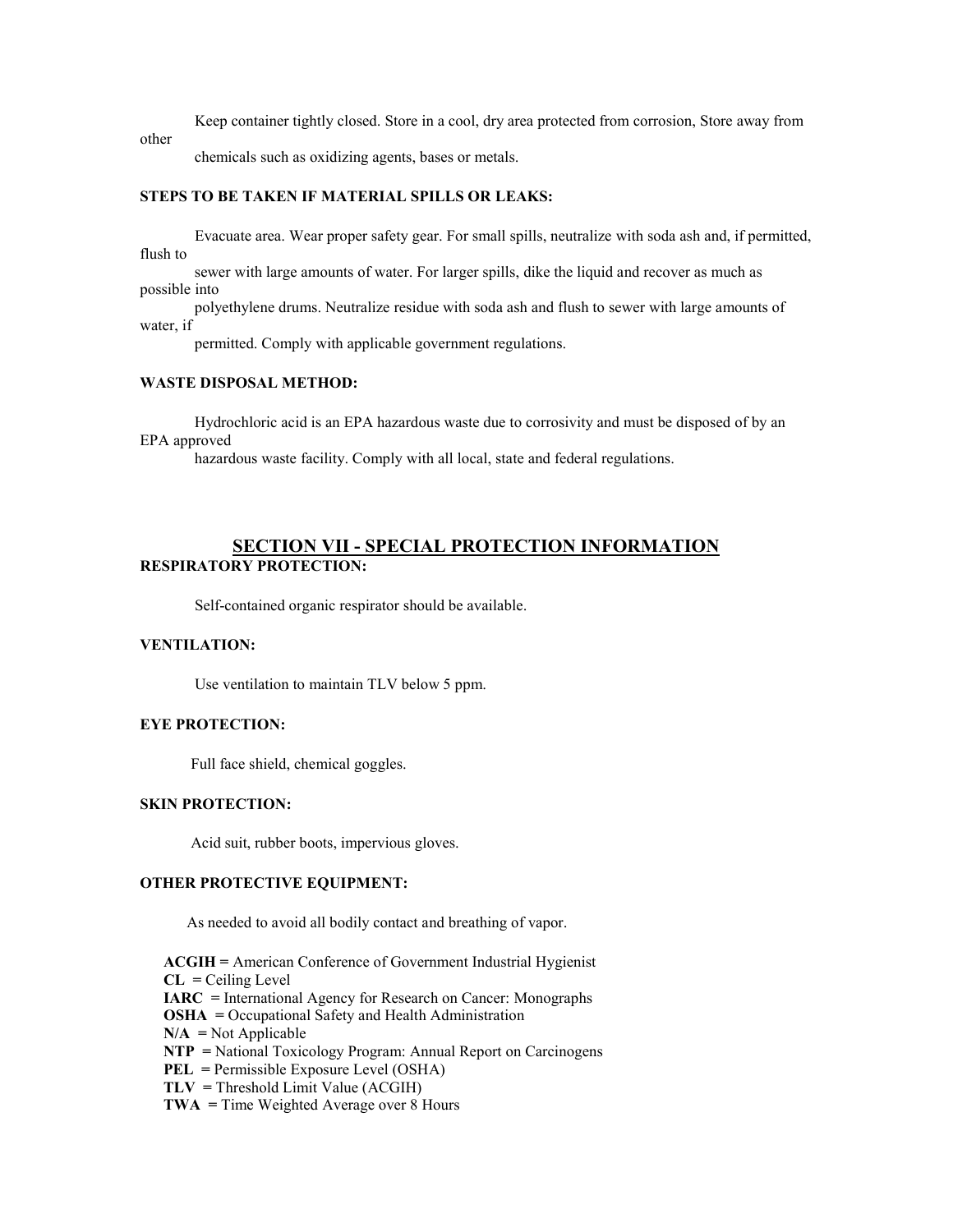Keep container tightly closed. Store in a cool, dry area protected from corrosion, Store away from other chemicals such as oxidizing agents, bases or metals.

**STEPS TO BE TAKEN IF MATERIAL SPILLS OR LEAKS:**

Evacuate area. Wear proper safety gear. For small spills, neutralize with soda ash and, if permitted, flush to sewer with large amounts of water. For larger spills, dike the liquid and recover as much as possible into polyethylene drums. Neutralize residue with soda ash and flush to sewer with large amounts of water, if permitted. Comply with applicable government regulations.

**WASTE DISPOSAL METHOD:**

Hydrochloric acid is an EPA hazardous waste due to corrosivity and must be disposed of by an EPA approved hazardous waste facility. Comply with all local, state and federal regulations.

## SECTION VII - SPECIAL PROTECTION INFORMATION

**RESPIRATORY PROTECTION:**

Self-contained organic respirator should be available.

**VENTILATION:**

Use ventilation to maintain TLV below 5 ppm.

**EYE PROTECTION:**

Full face shield, chemical goggles.

**SKIN PROTECTION:**

Acid suit, rubber boots, impervious gloves.

**OTHER PROTECTIVE EQUIPMENT:**

As needed to avoid all bodily contact and breathing of vapor.

**ACGIH** = American Conference of Government Industrial Hygienist
**CL** = Ceiling Level
**IARC** = International Agency for Research on Cancer: Monographs
**OSHA** = Occupational Safety and Health Administration
**N/A** = Not Applicable
**NTP** = National Toxicology Program: Annual Report on Carcinogens
**PEL** = Permissible Exposure Level (OSHA)
**TLV** = Threshold Limit Value (ACGIH)
**TWA** = Time Weighted Average over 8 Hours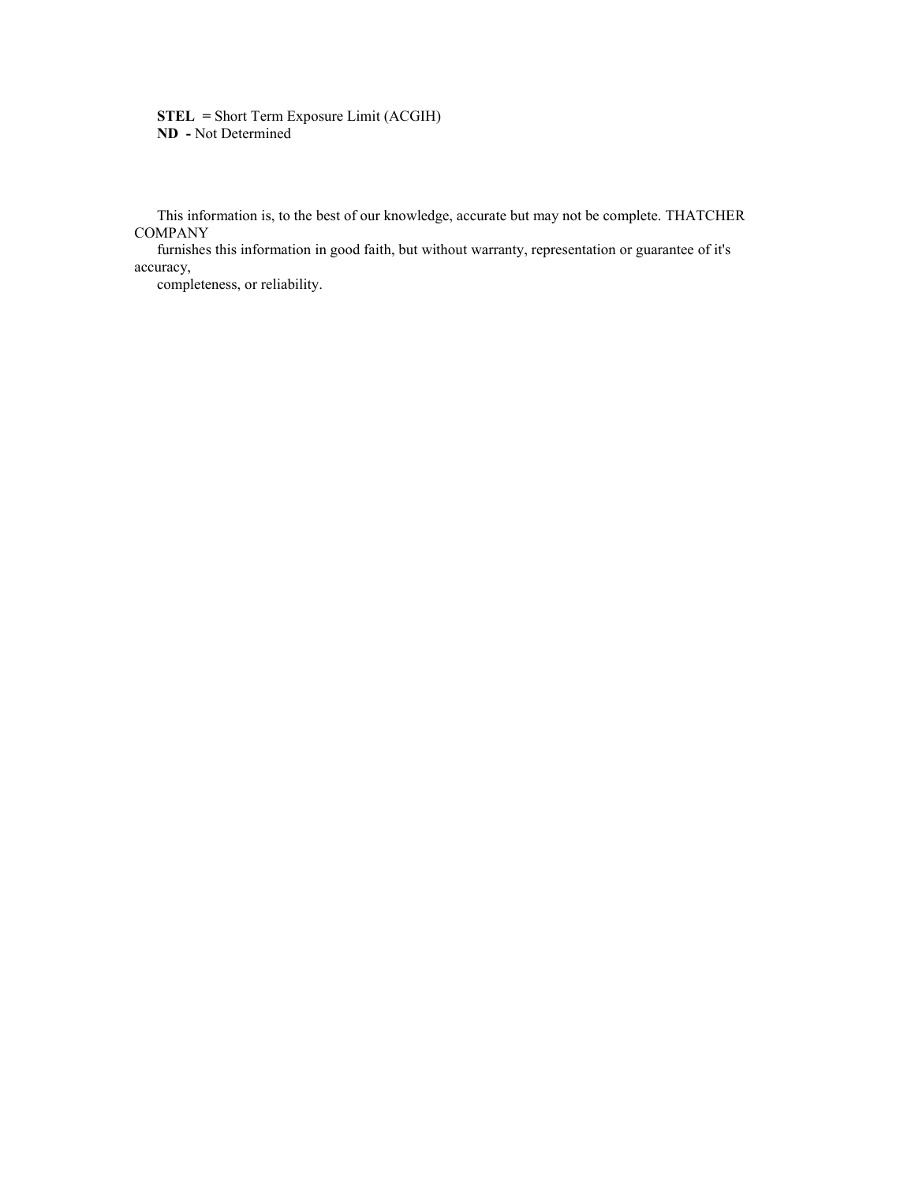**STEL** = Short Term Exposure Limit (ACGIH)
**ND** - Not Determined

This information is, to the best of our knowledge, accurate but may not be complete. THATCHER COMPANY furnishes this information in good faith, but without warranty, representation or guarantee of it's accuracy, completeness, or reliability.